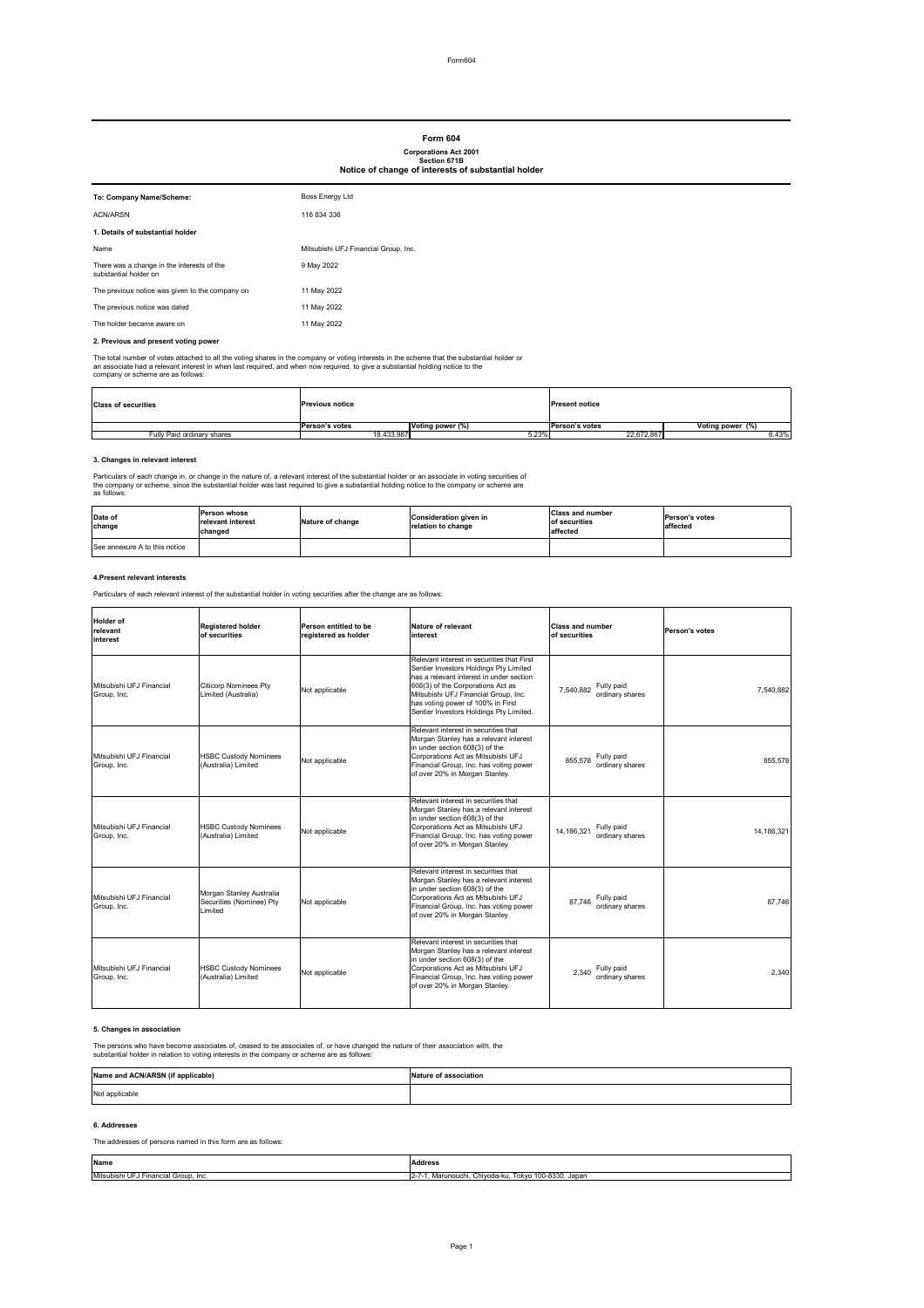# Form 604

**Corporations Act 2001**
**Section 671B**
**Notice of change of interests of substantial holder**

| | |
|---|---|
| **To: Company Name/Scheme:** | Boss Energy Ltd |
| ACN/ARSN | 116 834 336 |

**1. Details of substantial holder**

| | |
|---|---|
| Name | Mitsubishi UFJ Financial Group, Inc. |
| There was a change in the interests of the substantial holder on | 9 May 2022 |
| The previous notice was given to the company on | 11 May 2022 |
| The previous notice was dated | 11 May 2022 |
| The holder became aware on | 11 May 2022 |

**2. Previous and present voting power**

The total number of votes attached to all the voting shares in the company or voting interests in the scheme that the substantial holder or an associate had a relevant interest in when last required, and when now required, to give a substantial holding notice to the company or scheme are as follows:

| Class of securities | Previous notice | | Present notice | |
|---|---|---|---|---|
| | Person's votes | Voting power (%) | Person's votes | Voting power (%) |
| Fully Paid ordinary shares | 18,433,987 | 5.23% | 22,672,867 | 6.43% |

**3. Changes in relevant interest**

Particulars of each change in, or change in the nature of, a relevant interest of the substantial holder or an associate in voting securities of the company or scheme, since the substantial holder was last required to give a substantial holding notice to the company or scheme are as follows:

| Date of change | Person whose relevant interest changed | Nature of change | Consideration given in relation to change | Class and number of securities affected | Person's votes affected |
|---|---|---|---|---|---|
| See annexure A to this notice | | | | | |

**4.Present relevant interests**

Particulars of each relevant interest of the substantial holder in voting securities after the change are as follows:

| Holder of relevant interest | Registered holder of securities | Person entitled to be registered as holder | Nature of relevant interest | Class and number of securities | Person's votes |
|---|---|---|---|---|---|
| Mitsubishi UFJ Financial Group, Inc. | Citicorp Nominees Pty Limited (Australia) | Not applicable | Relevant interest in securities that First Sentier Investors Holdings Pty Limited has a relevant interest in under section 608(3) of the Corporations Act as Mitsubishi UFJ Financial Group, Inc. has voting power of 100% in First Sentier Investors Holdings Pty Limited. | 7,540,882 Fully paid ordinary shares | 7,540,882 |
| Mitsubishi UFJ Financial Group, Inc. | HSBC Custody Nominees (Australia) Limited | Not applicable | Relevant interest in securities that Morgan Stanley has a relevant interest in under section 608(3) of the Corporations Act as Mitsubishi UFJ Financial Group, Inc. has voting power of over 20% in Morgan Stanley. | 855,578 Fully paid ordinary shares | 855,578 |
| Mitsubishi UFJ Financial Group, Inc. | HSBC Custody Nominees (Australia) Limited | Not applicable | Relevant interest in securities that Morgan Stanley has a relevant interest in under section 608(3) of the Corporations Act as Mitsubishi UFJ Financial Group, Inc. has voting power of over 20% in Morgan Stanley. | 14,186,321 Fully paid ordinary shares | 14,186,321 |
| Mitsubishi UFJ Financial Group, Inc. | Morgan Stanley Australia Securities (Nominee) Pty Limited | Not applicable | Relevant interest in securities that Morgan Stanley has a relevant interest in under section 608(3) of the Corporations Act as Mitsubishi UFJ Financial Group, Inc. has voting power of over 20% in Morgan Stanley. | 87,746 Fully paid ordinary shares | 87,746 |
| Mitsubishi UFJ Financial Group, Inc. | HSBC Custody Nominees (Australia) Limited | Not applicable | Relevant interest in securities that Morgan Stanley has a relevant interest in under section 608(3) of the Corporations Act as Mitsubishi UFJ Financial Group, Inc. has voting power of over 20% in Morgan Stanley. | 2,340 Fully paid ordinary shares | 2,340 |

**5. Changes in association**

The persons who have become associates of, ceased to be associates of, or have changed the nature of their association with, the substantial holder in relation to voting interests in the company or scheme are as follows:

| Name and ACN/ARSN (if applicable) | Nature of association |
|---|---|
| Not applicable | |

**6. Addresses**

The addresses of persons named in this form are as follows:

| Name | Address |
|---|---|
| Mitsubishi UFJ Financial Group, Inc. | 2-7-1, Marunouchi, Chiyoda-ku, Tokyo 100-8330, Japan |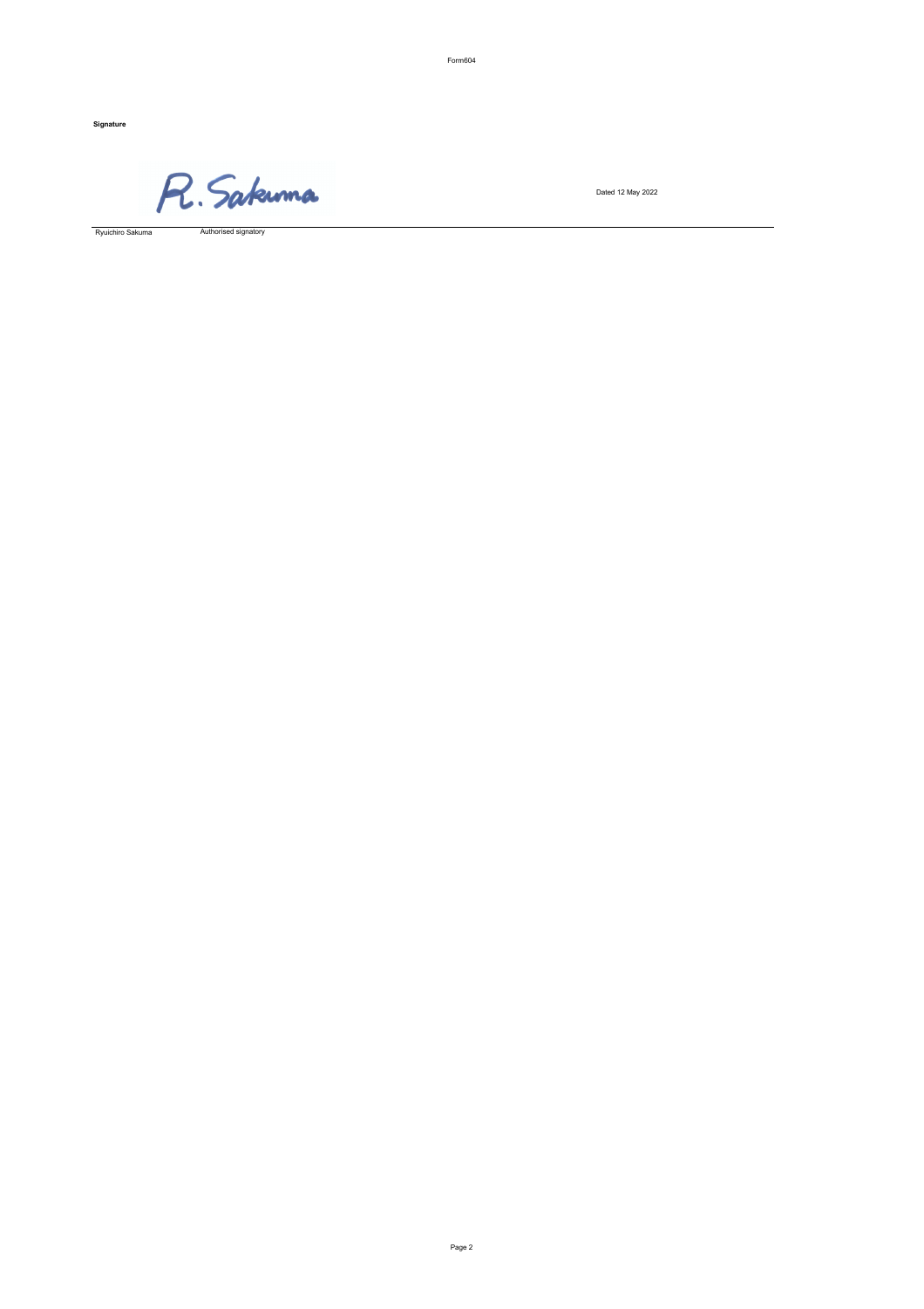**Signature**

R. Sakuma

Dated 12 May 2022

| Ryuichiro Sakuma | Authorised signatory |
|---|---|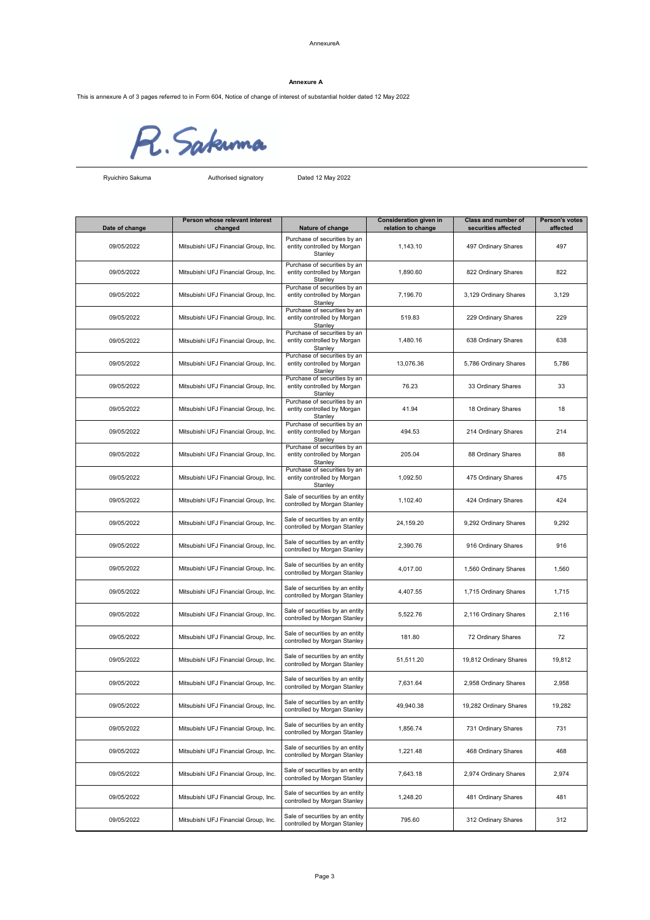AnnexureA

**Annexure A**

This is annexure A of 3 pages referred to in Form 604, Notice of change of interest of substantial holder dated 12 May 2022

R. Sakuma

Ryuichiro Sakuma　　Authorised signatory　　Dated 12 May 2022

| Date of change | Person whose relevant interest changed | Nature of change | Consideration given in relation to change | Class and number of securities affected | Person's votes affected |
|---|---|---|---|---|---|
| 09/05/2022 | Mitsubishi UFJ Financial Group, Inc. | Purchase of securities by an entity controlled by Morgan Stanley | 1,143.10 | 497 Ordinary Shares | 497 |
| 09/05/2022 | Mitsubishi UFJ Financial Group, Inc. | Purchase of securities by an entity controlled by Morgan Stanley | 1,890.60 | 822 Ordinary Shares | 822 |
| 09/05/2022 | Mitsubishi UFJ Financial Group, Inc. | Purchase of securities by an entity controlled by Morgan Stanley | 7,196.70 | 3,129 Ordinary Shares | 3,129 |
| 09/05/2022 | Mitsubishi UFJ Financial Group, Inc. | Purchase of securities by an entity controlled by Morgan Stanley | 519.83 | 229 Ordinary Shares | 229 |
| 09/05/2022 | Mitsubishi UFJ Financial Group, Inc. | Purchase of securities by an entity controlled by Morgan Stanley | 1,480.16 | 638 Ordinary Shares | 638 |
| 09/05/2022 | Mitsubishi UFJ Financial Group, Inc. | Purchase of securities by an entity controlled by Morgan Stanley | 13,076.36 | 5,786 Ordinary Shares | 5,786 |
| 09/05/2022 | Mitsubishi UFJ Financial Group, Inc. | Purchase of securities by an entity controlled by Morgan Stanley | 76.23 | 33 Ordinary Shares | 33 |
| 09/05/2022 | Mitsubishi UFJ Financial Group, Inc. | Purchase of securities by an entity controlled by Morgan Stanley | 41.94 | 18 Ordinary Shares | 18 |
| 09/05/2022 | Mitsubishi UFJ Financial Group, Inc. | Purchase of securities by an entity controlled by Morgan Stanley | 494.53 | 214 Ordinary Shares | 214 |
| 09/05/2022 | Mitsubishi UFJ Financial Group, Inc. | Purchase of securities by an entity controlled by Morgan Stanley | 205.04 | 88 Ordinary Shares | 88 |
| 09/05/2022 | Mitsubishi UFJ Financial Group, Inc. | Purchase of securities by an entity controlled by Morgan Stanley | 1,092.50 | 475 Ordinary Shares | 475 |
| 09/05/2022 | Mitsubishi UFJ Financial Group, Inc. | Sale of securities by an entity controlled by Morgan Stanley | 1,102.40 | 424 Ordinary Shares | 424 |
| 09/05/2022 | Mitsubishi UFJ Financial Group, Inc. | Sale of securities by an entity controlled by Morgan Stanley | 24,159.20 | 9,292 Ordinary Shares | 9,292 |
| 09/05/2022 | Mitsubishi UFJ Financial Group, Inc. | Sale of securities by an entity controlled by Morgan Stanley | 2,390.76 | 916 Ordinary Shares | 916 |
| 09/05/2022 | Mitsubishi UFJ Financial Group, Inc. | Sale of securities by an entity controlled by Morgan Stanley | 4,017.00 | 1,560 Ordinary Shares | 1,560 |
| 09/05/2022 | Mitsubishi UFJ Financial Group, Inc. | Sale of securities by an entity controlled by Morgan Stanley | 4,407.55 | 1,715 Ordinary Shares | 1,715 |
| 09/05/2022 | Mitsubishi UFJ Financial Group, Inc. | Sale of securities by an entity controlled by Morgan Stanley | 5,522.76 | 2,116 Ordinary Shares | 2,116 |
| 09/05/2022 | Mitsubishi UFJ Financial Group, Inc. | Sale of securities by an entity controlled by Morgan Stanley | 181.80 | 72 Ordinary Shares | 72 |
| 09/05/2022 | Mitsubishi UFJ Financial Group, Inc. | Sale of securities by an entity controlled by Morgan Stanley | 51,511.20 | 19,812 Ordinary Shares | 19,812 |
| 09/05/2022 | Mitsubishi UFJ Financial Group, Inc. | Sale of securities by an entity controlled by Morgan Stanley | 7,631.64 | 2,958 Ordinary Shares | 2,958 |
| 09/05/2022 | Mitsubishi UFJ Financial Group, Inc. | Sale of securities by an entity controlled by Morgan Stanley | 49,940.38 | 19,282 Ordinary Shares | 19,282 |
| 09/05/2022 | Mitsubishi UFJ Financial Group, Inc. | Sale of securities by an entity controlled by Morgan Stanley | 1,856.74 | 731 Ordinary Shares | 731 |
| 09/05/2022 | Mitsubishi UFJ Financial Group, Inc. | Sale of securities by an entity controlled by Morgan Stanley | 1,221.48 | 468 Ordinary Shares | 468 |
| 09/05/2022 | Mitsubishi UFJ Financial Group, Inc. | Sale of securities by an entity controlled by Morgan Stanley | 7,643.18 | 2,974 Ordinary Shares | 2,974 |
| 09/05/2022 | Mitsubishi UFJ Financial Group, Inc. | Sale of securities by an entity controlled by Morgan Stanley | 1,248.20 | 481 Ordinary Shares | 481 |
| 09/05/2022 | Mitsubishi UFJ Financial Group, Inc. | Sale of securities by an entity controlled by Morgan Stanley | 795.60 | 312 Ordinary Shares | 312 |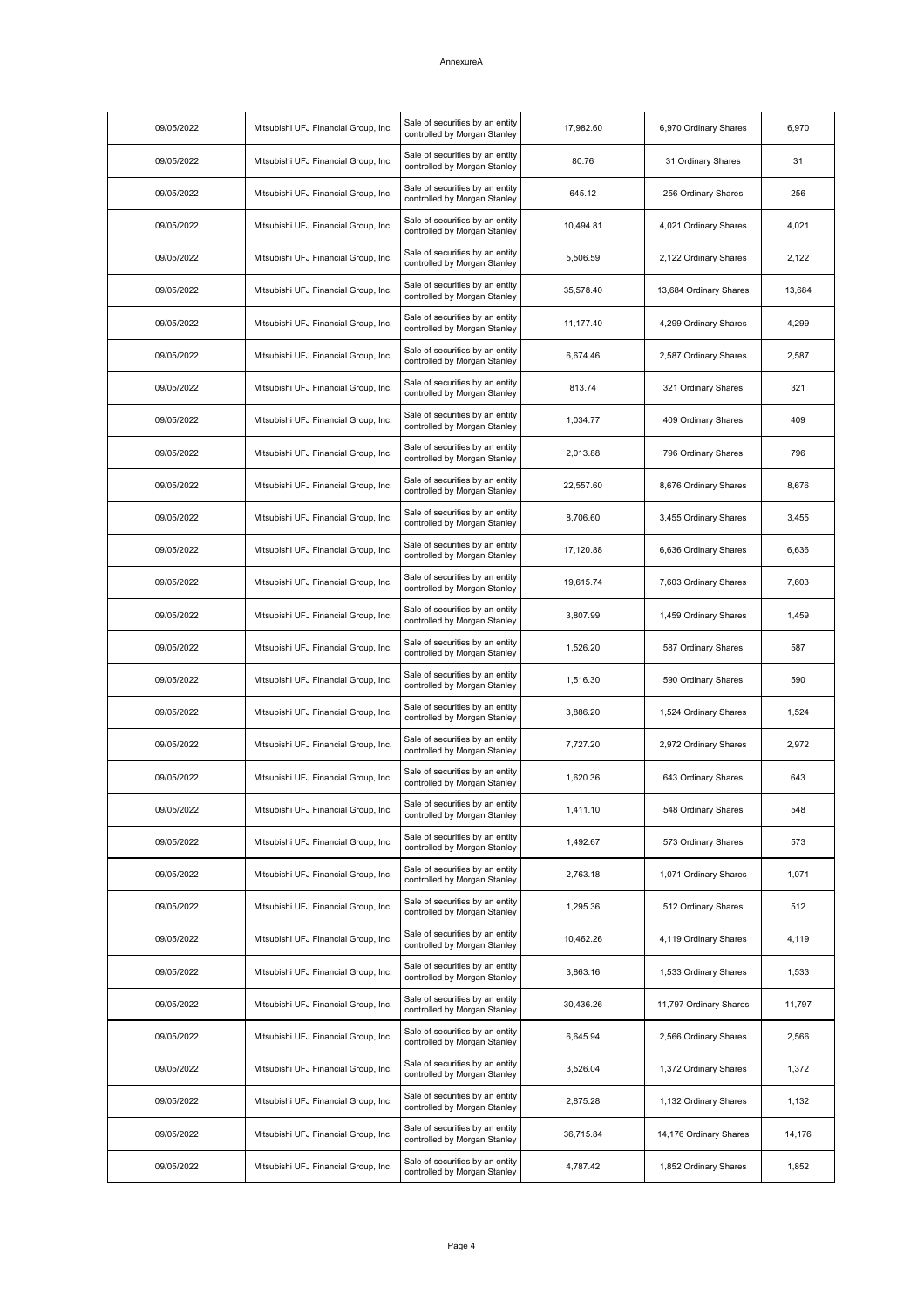AnnexureA

| | | | | | |
|---|---|---|---|---|---|
| 09/05/2022 | Mitsubishi UFJ Financial Group, Inc. | Sale of securities by an entity controlled by Morgan Stanley | 17,982.60 | 6,970 Ordinary Shares | 6,970 |
| 09/05/2022 | Mitsubishi UFJ Financial Group, Inc. | Sale of securities by an entity controlled by Morgan Stanley | 80.76 | 31 Ordinary Shares | 31 |
| 09/05/2022 | Mitsubishi UFJ Financial Group, Inc. | Sale of securities by an entity controlled by Morgan Stanley | 645.12 | 256 Ordinary Shares | 256 |
| 09/05/2022 | Mitsubishi UFJ Financial Group, Inc. | Sale of securities by an entity controlled by Morgan Stanley | 10,494.81 | 4,021 Ordinary Shares | 4,021 |
| 09/05/2022 | Mitsubishi UFJ Financial Group, Inc. | Sale of securities by an entity controlled by Morgan Stanley | 5,506.59 | 2,122 Ordinary Shares | 2,122 |
| 09/05/2022 | Mitsubishi UFJ Financial Group, Inc. | Sale of securities by an entity controlled by Morgan Stanley | 35,578.40 | 13,684 Ordinary Shares | 13,684 |
| 09/05/2022 | Mitsubishi UFJ Financial Group, Inc. | Sale of securities by an entity controlled by Morgan Stanley | 11,177.40 | 4,299 Ordinary Shares | 4,299 |
| 09/05/2022 | Mitsubishi UFJ Financial Group, Inc. | Sale of securities by an entity controlled by Morgan Stanley | 6,674.46 | 2,587 Ordinary Shares | 2,587 |
| 09/05/2022 | Mitsubishi UFJ Financial Group, Inc. | Sale of securities by an entity controlled by Morgan Stanley | 813.74 | 321 Ordinary Shares | 321 |
| 09/05/2022 | Mitsubishi UFJ Financial Group, Inc. | Sale of securities by an entity controlled by Morgan Stanley | 1,034.77 | 409 Ordinary Shares | 409 |
| 09/05/2022 | Mitsubishi UFJ Financial Group, Inc. | Sale of securities by an entity controlled by Morgan Stanley | 2,013.88 | 796 Ordinary Shares | 796 |
| 09/05/2022 | Mitsubishi UFJ Financial Group, Inc. | Sale of securities by an entity controlled by Morgan Stanley | 22,557.60 | 8,676 Ordinary Shares | 8,676 |
| 09/05/2022 | Mitsubishi UFJ Financial Group, Inc. | Sale of securities by an entity controlled by Morgan Stanley | 8,706.60 | 3,455 Ordinary Shares | 3,455 |
| 09/05/2022 | Mitsubishi UFJ Financial Group, Inc. | Sale of securities by an entity controlled by Morgan Stanley | 17,120.88 | 6,636 Ordinary Shares | 6,636 |
| 09/05/2022 | Mitsubishi UFJ Financial Group, Inc. | Sale of securities by an entity controlled by Morgan Stanley | 19,615.74 | 7,603 Ordinary Shares | 7,603 |
| 09/05/2022 | Mitsubishi UFJ Financial Group, Inc. | Sale of securities by an entity controlled by Morgan Stanley | 3,807.99 | 1,459 Ordinary Shares | 1,459 |
| 09/05/2022 | Mitsubishi UFJ Financial Group, Inc. | Sale of securities by an entity controlled by Morgan Stanley | 1,526.20 | 587 Ordinary Shares | 587 |
| 09/05/2022 | Mitsubishi UFJ Financial Group, Inc. | Sale of securities by an entity controlled by Morgan Stanley | 1,516.30 | 590 Ordinary Shares | 590 |
| 09/05/2022 | Mitsubishi UFJ Financial Group, Inc. | Sale of securities by an entity controlled by Morgan Stanley | 3,886.20 | 1,524 Ordinary Shares | 1,524 |
| 09/05/2022 | Mitsubishi UFJ Financial Group, Inc. | Sale of securities by an entity controlled by Morgan Stanley | 7,727.20 | 2,972 Ordinary Shares | 2,972 |
| 09/05/2022 | Mitsubishi UFJ Financial Group, Inc. | Sale of securities by an entity controlled by Morgan Stanley | 1,620.36 | 643 Ordinary Shares | 643 |
| 09/05/2022 | Mitsubishi UFJ Financial Group, Inc. | Sale of securities by an entity controlled by Morgan Stanley | 1,411.10 | 548 Ordinary Shares | 548 |
| 09/05/2022 | Mitsubishi UFJ Financial Group, Inc. | Sale of securities by an entity controlled by Morgan Stanley | 1,492.67 | 573 Ordinary Shares | 573 |
| 09/05/2022 | Mitsubishi UFJ Financial Group, Inc. | Sale of securities by an entity controlled by Morgan Stanley | 2,763.18 | 1,071 Ordinary Shares | 1,071 |
| 09/05/2022 | Mitsubishi UFJ Financial Group, Inc. | Sale of securities by an entity controlled by Morgan Stanley | 1,295.36 | 512 Ordinary Shares | 512 |
| 09/05/2022 | Mitsubishi UFJ Financial Group, Inc. | Sale of securities by an entity controlled by Morgan Stanley | 10,462.26 | 4,119 Ordinary Shares | 4,119 |
| 09/05/2022 | Mitsubishi UFJ Financial Group, Inc. | Sale of securities by an entity controlled by Morgan Stanley | 3,863.16 | 1,533 Ordinary Shares | 1,533 |
| 09/05/2022 | Mitsubishi UFJ Financial Group, Inc. | Sale of securities by an entity controlled by Morgan Stanley | 30,436.26 | 11,797 Ordinary Shares | 11,797 |
| 09/05/2022 | Mitsubishi UFJ Financial Group, Inc. | Sale of securities by an entity controlled by Morgan Stanley | 6,645.94 | 2,566 Ordinary Shares | 2,566 |
| 09/05/2022 | Mitsubishi UFJ Financial Group, Inc. | Sale of securities by an entity controlled by Morgan Stanley | 3,526.04 | 1,372 Ordinary Shares | 1,372 |
| 09/05/2022 | Mitsubishi UFJ Financial Group, Inc. | Sale of securities by an entity controlled by Morgan Stanley | 2,875.28 | 1,132 Ordinary Shares | 1,132 |
| 09/05/2022 | Mitsubishi UFJ Financial Group, Inc. | Sale of securities by an entity controlled by Morgan Stanley | 36,715.84 | 14,176 Ordinary Shares | 14,176 |
| 09/05/2022 | Mitsubishi UFJ Financial Group, Inc. | Sale of securities by an entity controlled by Morgan Stanley | 4,787.42 | 1,852 Ordinary Shares | 1,852 |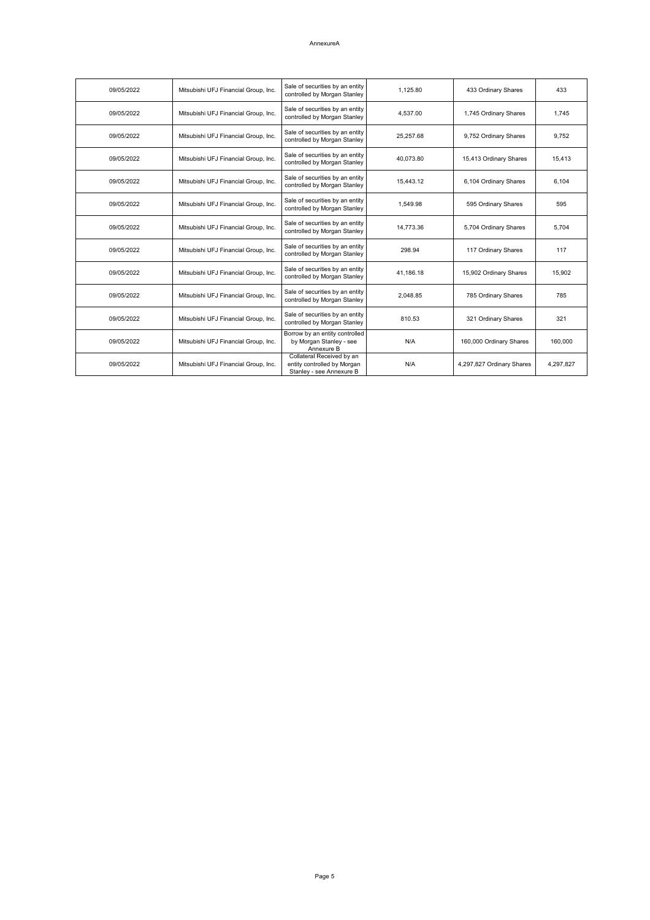AnnexureA

| | | | | | |
|---|---|---|---|---|---|
| 09/05/2022 | Mitsubishi UFJ Financial Group, Inc. | Sale of securities by an entity controlled by Morgan Stanley | 1,125.80 | 433 Ordinary Shares | 433 |
| 09/05/2022 | Mitsubishi UFJ Financial Group, Inc. | Sale of securities by an entity controlled by Morgan Stanley | 4,537.00 | 1,745 Ordinary Shares | 1,745 |
| 09/05/2022 | Mitsubishi UFJ Financial Group, Inc. | Sale of securities by an entity controlled by Morgan Stanley | 25,257.68 | 9,752 Ordinary Shares | 9,752 |
| 09/05/2022 | Mitsubishi UFJ Financial Group, Inc. | Sale of securities by an entity controlled by Morgan Stanley | 40,073.80 | 15,413 Ordinary Shares | 15,413 |
| 09/05/2022 | Mitsubishi UFJ Financial Group, Inc. | Sale of securities by an entity controlled by Morgan Stanley | 15,443.12 | 6,104 Ordinary Shares | 6,104 |
| 09/05/2022 | Mitsubishi UFJ Financial Group, Inc. | Sale of securities by an entity controlled by Morgan Stanley | 1,549.98 | 595 Ordinary Shares | 595 |
| 09/05/2022 | Mitsubishi UFJ Financial Group, Inc. | Sale of securities by an entity controlled by Morgan Stanley | 14,773.36 | 5,704 Ordinary Shares | 5,704 |
| 09/05/2022 | Mitsubishi UFJ Financial Group, Inc. | Sale of securities by an entity controlled by Morgan Stanley | 298.94 | 117 Ordinary Shares | 117 |
| 09/05/2022 | Mitsubishi UFJ Financial Group, Inc. | Sale of securities by an entity controlled by Morgan Stanley | 41,186.18 | 15,902 Ordinary Shares | 15,902 |
| 09/05/2022 | Mitsubishi UFJ Financial Group, Inc. | Sale of securities by an entity controlled by Morgan Stanley | 2,048.85 | 785 Ordinary Shares | 785 |
| 09/05/2022 | Mitsubishi UFJ Financial Group, Inc. | Sale of securities by an entity controlled by Morgan Stanley | 810.53 | 321 Ordinary Shares | 321 |
| 09/05/2022 | Mitsubishi UFJ Financial Group, Inc. | Borrow by an entity controlled by Morgan Stanley - see Annexure B | N/A | 160,000 Ordinary Shares | 160,000 |
| 09/05/2022 | Mitsubishi UFJ Financial Group, Inc. | Collateral Received by an entity controlled by Morgan Stanley - see Annexure B | N/A | 4,297,827 Ordinary Shares | 4,297,827 |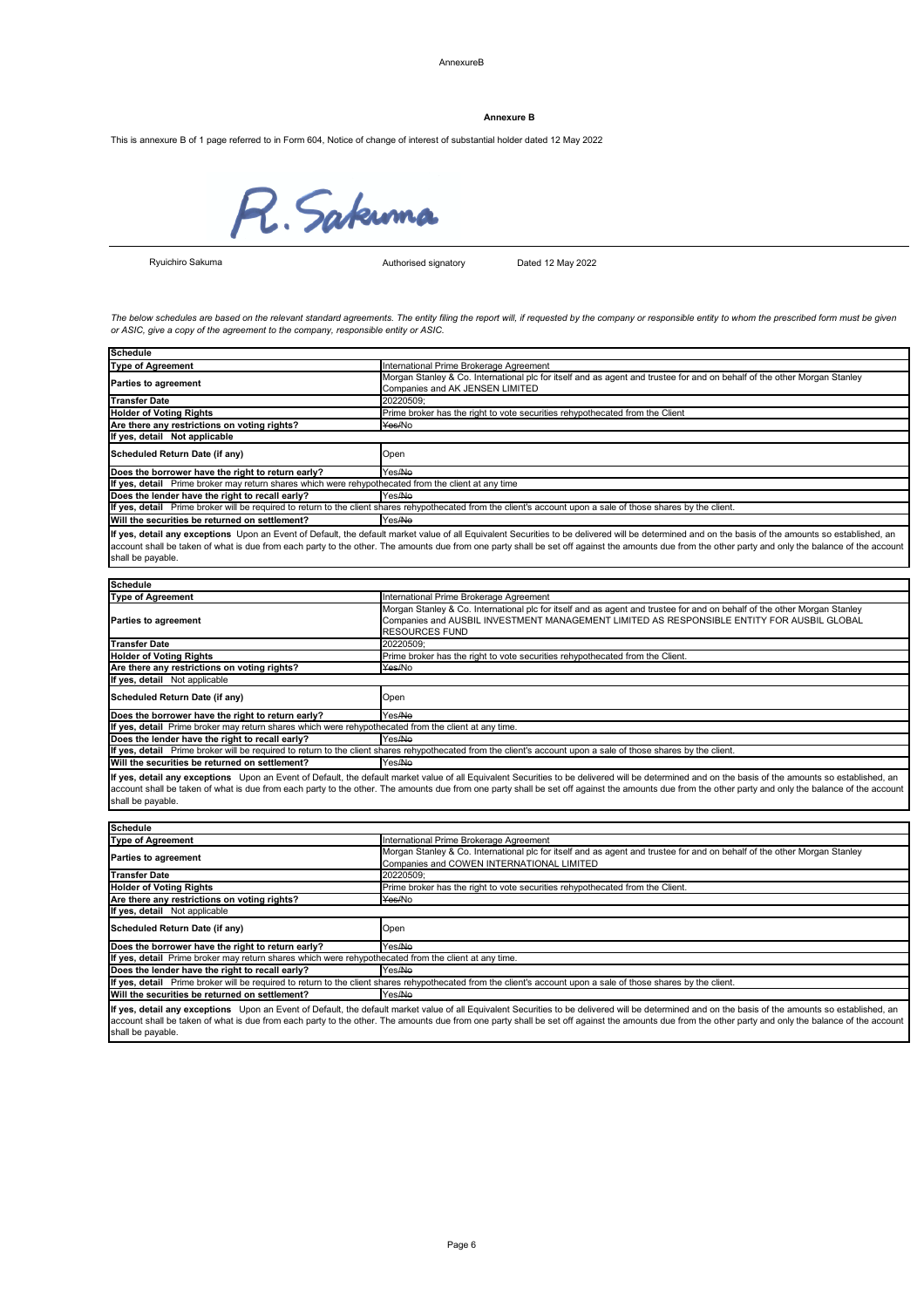# Annexure B

This is annexure B of 1 page referred to in Form 604, Notice of change of interest of substantial holder dated 12 May 2022

R. Sakuma

Ryuichiro Sakuma Authorised signatory Dated 12 May 2022

*The below schedules are based on the relevant standard agreements. The entity filing the report will, if requested by the company or responsible entity to whom the prescribed form must be given or ASIC, give a copy of the agreement to the company, responsible entity or ASIC.*

| **Schedule** | |
|---|---|
| **Type of Agreement** | International Prime Brokerage Agreement |
| **Parties to agreement** | Morgan Stanley & Co. International plc for itself and as agent and trustee for and on behalf of the other Morgan Stanley Companies and AK JENSEN LIMITED |
| **Transfer Date** | 20220509; |
| **Holder of Voting Rights** | Prime broker has the right to vote securities rehypothecated from the Client |
| **Are there any restrictions on voting rights?** | ~~Yes~~/No |
| **If yes, detail** Not applicable | |
| **Scheduled Return Date (if any)** | Open |
| **Does the borrower have the right to return early?** | Yes/~~No~~ |
| **If yes, detail** Prime broker may return shares which were rehypothecated from the client at any time | |
| **Does the lender have the right to recall early?** | Yes/~~No~~ |
| **If yes, detail** Prime broker will be required to return to the client shares rehypothecated from the client's account upon a sale of those shares by the client. | |
| **Will the securities be returned on settlement?** | Yes/~~No~~ |
| **If yes, detail any exceptions** Upon an Event of Default, the default market value of all Equivalent Securities to be delivered will be determined and on the basis of the amounts so established, an account shall be taken of what is due from each party to the other. The amounts due from one party shall be set off against the amounts due from the other party and only the balance of the account shall be payable. | |

| **Schedule** | |
|---|---|
| **Type of Agreement** | International Prime Brokerage Agreement |
| **Parties to agreement** | Morgan Stanley & Co. International plc for itself and as agent and trustee for and on behalf of the other Morgan Stanley Companies and AUSBIL INVESTMENT MANAGEMENT LIMITED AS RESPONSIBLE ENTITY FOR AUSBIL GLOBAL RESOURCES FUND |
| **Transfer Date** | 20220509; |
| **Holder of Voting Rights** | Prime broker has the right to vote securities rehypothecated from the Client. |
| **Are there any restrictions on voting rights?** | ~~Yes~~/No |
| **If yes, detail** Not applicable | |
| **Scheduled Return Date (if any)** | Open |
| **Does the borrower have the right to return early?** | Yes/~~No~~ |
| **If yes, detail** Prime broker may return shares which were rehypothecated from the client at any time. | |
| **Does the lender have the right to recall early?** | Yes/~~No~~ |
| **If yes, detail** Prime broker will be required to return to the client shares rehypothecated from the client's account upon a sale of those shares by the client. | |
| **Will the securities be returned on settlement?** | Yes/~~No~~ |
| **If yes, detail any exceptions** Upon an Event of Default, the default market value of all Equivalent Securities to be delivered will be determined and on the basis of the amounts so established, an account shall be taken of what is due from each party to the other. The amounts due from one party shall be set off against the amounts due from the other party and only the balance of the account shall be payable. | |

| **Schedule** | |
|---|---|
| **Type of Agreement** | International Prime Brokerage Agreement |
| **Parties to agreement** | Morgan Stanley & Co. International plc for itself and as agent and trustee for and on behalf of the other Morgan Stanley Companies and COWEN INTERNATIONAL LIMITED |
| **Transfer Date** | 20220509; |
| **Holder of Voting Rights** | Prime broker has the right to vote securities rehypothecated from the Client. |
| **Are there any restrictions on voting rights?** | ~~Yes~~/No |
| **If yes, detail** Not applicable | |
| **Scheduled Return Date (if any)** | Open |
| **Does the borrower have the right to return early?** | Yes/~~No~~ |
| **If yes, detail** Prime broker may return shares which were rehypothecated from the client at any time. | |
| **Does the lender have the right to recall early?** | Yes/~~No~~ |
| **If yes, detail** Prime broker will be required to return to the client shares rehypothecated from the client's account upon a sale of those shares by the client. | |
| **Will the securities be returned on settlement?** | Yes/~~No~~ |
| **If yes, detail any exceptions** Upon an Event of Default, the default market value of all Equivalent Securities to be delivered will be determined and on the basis of the amounts so established, an account shall be taken of what is due from each party to the other. The amounts due from one party shall be set off against the amounts due from the other party and only the balance of the account shall be payable. | |